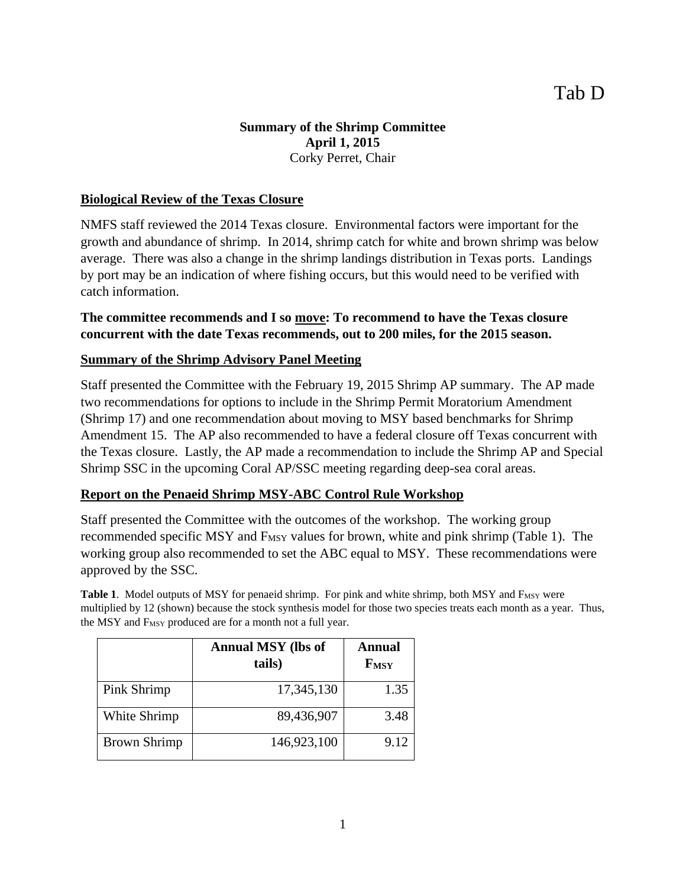Tab D

**Summary of the Shrimp Committee**
**April 1, 2015**
Corky Perret, Chair

**Biological Review of the Texas Closure**

NMFS staff reviewed the 2014 Texas closure. Environmental factors were important for the growth and abundance of shrimp. In 2014, shrimp catch for white and brown shrimp was below average. There was also a change in the shrimp landings distribution in Texas ports. Landings by port may be an indication of where fishing occurs, but this would need to be verified with catch information.

**The committee recommends and I so move: To recommend to have the Texas closure concurrent with the date Texas recommends, out to 200 miles, for the 2015 season.**

**Summary of the Shrimp Advisory Panel Meeting**

Staff presented the Committee with the February 19, 2015 Shrimp AP summary. The AP made two recommendations for options to include in the Shrimp Permit Moratorium Amendment (Shrimp 17) and one recommendation about moving to MSY based benchmarks for Shrimp Amendment 15. The AP also recommended to have a federal closure off Texas concurrent with the Texas closure. Lastly, the AP made a recommendation to include the Shrimp AP and Special Shrimp SSC in the upcoming Coral AP/SSC meeting regarding deep-sea coral areas.

**Report on the Penaeid Shrimp MSY-ABC Control Rule Workshop**

Staff presented the Committee with the outcomes of the workshop. The working group recommended specific MSY and $F_{MSY}$ values for brown, white and pink shrimp (Table 1). The working group also recommended to set the ABC equal to MSY. These recommendations were approved by the SSC.

**Table 1**. Model outputs of MSY for penaeid shrimp. For pink and white shrimp, both MSY and $F_{MSY}$ were multiplied by 12 (shown) because the stock synthesis model for those two species treats each month as a year. Thus, the MSY and $F_{MSY}$ produced are for a month not a full year.

| | Annual MSY (lbs of tails) | Annual $F_{MSY}$ |
|---|---|---|
| Pink Shrimp | 17,345,130 | 1.35 |
| White Shrimp | 89,436,907 | 3.48 |
| Brown Shrimp | 146,923,100 | 9.12 |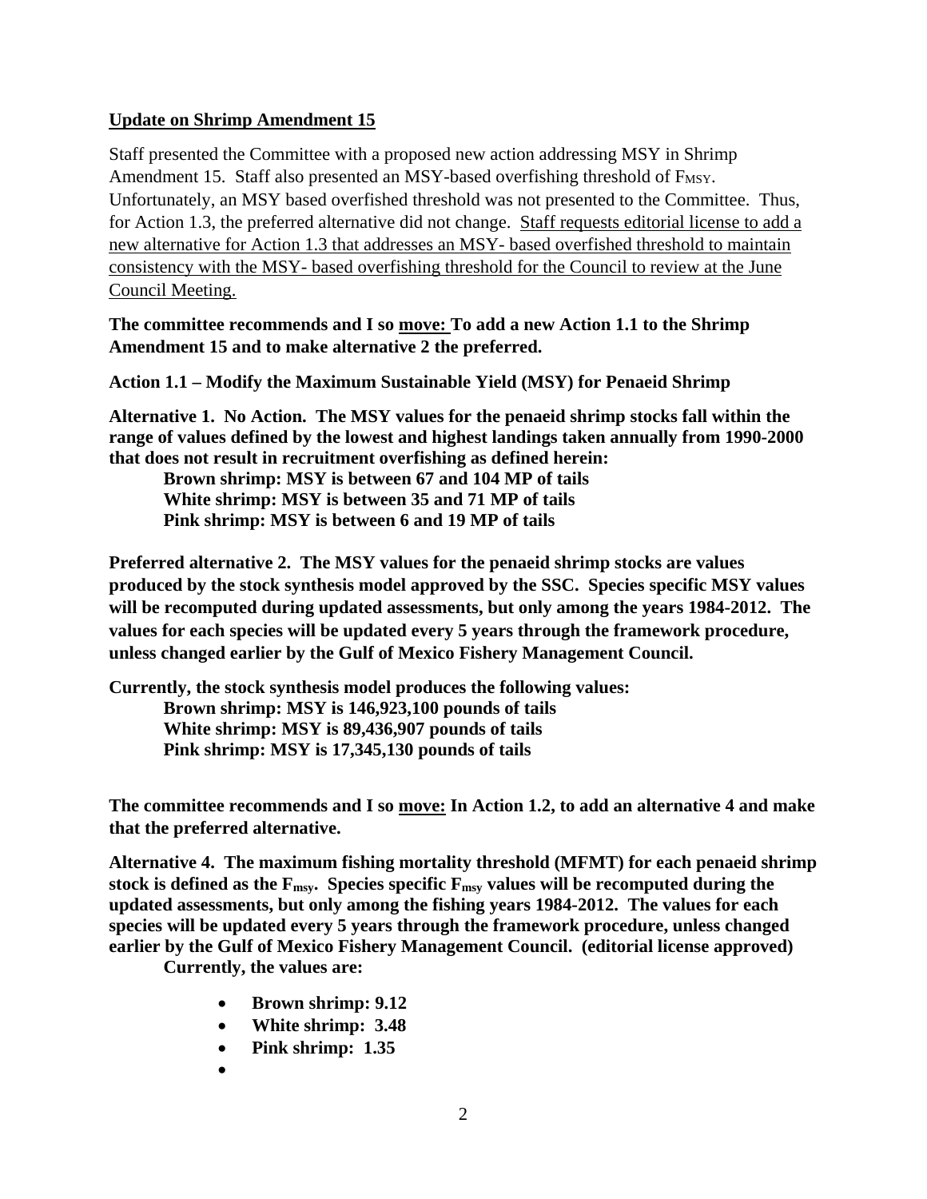**<u>Update on Shrimp Amendment 15</u>**

Staff presented the Committee with a proposed new action addressing MSY in Shrimp Amendment 15. Staff also presented an MSY-based overfishing threshold of $F_{MSY}$. Unfortunately, an MSY based overfished threshold was not presented to the Committee. Thus, for Action 1.3, the preferred alternative did not change. <u>Staff requests editorial license to add a new alternative for Action 1.3 that addresses an MSY- based overfished threshold to maintain consistency with the MSY- based overfishing threshold for the Council to review at the June Council Meeting.</u>

**The committee recommends and I so <u>move:</u> To add a new Action 1.1 to the Shrimp Amendment 15 and to make alternative 2 the preferred.**

**Action 1.1 – Modify the Maximum Sustainable Yield (MSY) for Penaeid Shrimp**

**Alternative 1. No Action. The MSY values for the penaeid shrimp stocks fall within the range of values defined by the lowest and highest landings taken annually from 1990-2000 that does not result in recruitment overfishing as defined herein:**

**Brown shrimp: MSY is between 67 and 104 MP of tails**
**White shrimp: MSY is between 35 and 71 MP of tails**
**Pink shrimp: MSY is between 6 and 19 MP of tails**

**Preferred alternative 2. The MSY values for the penaeid shrimp stocks are values produced by the stock synthesis model approved by the SSC. Species specific MSY values will be recomputed during updated assessments, but only among the years 1984-2012. The values for each species will be updated every 5 years through the framework procedure, unless changed earlier by the Gulf of Mexico Fishery Management Council.**

**Currently, the stock synthesis model produces the following values:**

**Brown shrimp: MSY is 146,923,100 pounds of tails**
**White shrimp: MSY is 89,436,907 pounds of tails**
**Pink shrimp: MSY is 17,345,130 pounds of tails**

**The committee recommends and I so <u>move:</u> In Action 1.2, to add an alternative 4 and make that the preferred alternative.**

**Alternative 4. The maximum fishing mortality threshold (MFMT) for each penaeid shrimp stock is defined as the $F_{msy}$. Species specific $F_{msy}$ values will be recomputed during the updated assessments, but only among the fishing years 1984-2012. The values for each species will be updated every 5 years through the framework procedure, unless changed earlier by the Gulf of Mexico Fishery Management Council. (editorial license approved)**

**Currently, the values are:**

- **Brown shrimp: 9.12**
- **White shrimp: 3.48**
- **Pink shrimp: 1.35**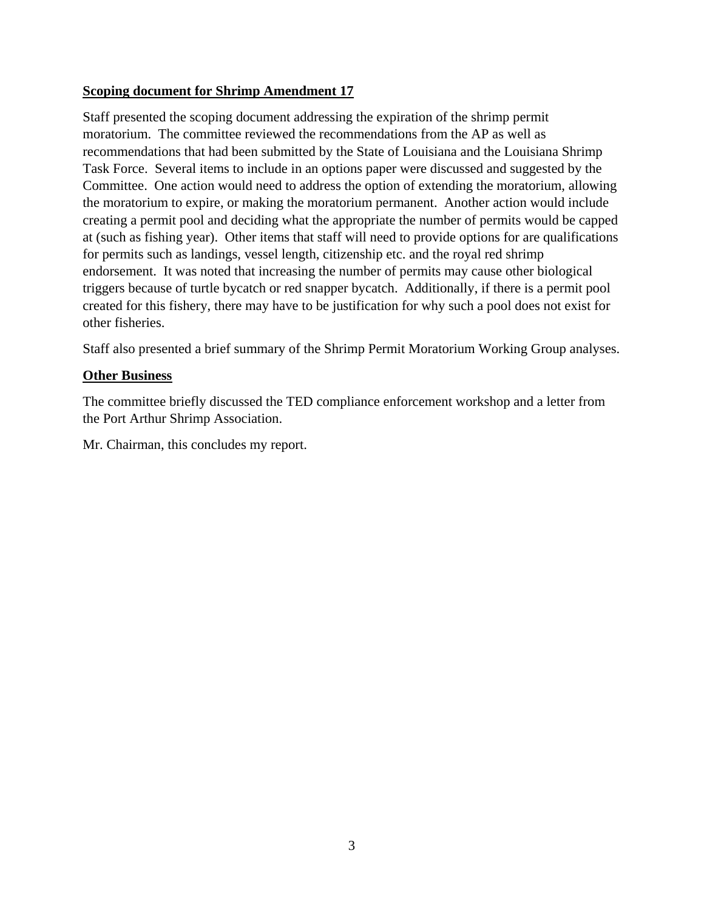**Scoping document for Shrimp Amendment 17**

Staff presented the scoping document addressing the expiration of the shrimp permit moratorium. The committee reviewed the recommendations from the AP as well as recommendations that had been submitted by the State of Louisiana and the Louisiana Shrimp Task Force. Several items to include in an options paper were discussed and suggested by the Committee. One action would need to address the option of extending the moratorium, allowing the moratorium to expire, or making the moratorium permanent. Another action would include creating a permit pool and deciding what the appropriate the number of permits would be capped at (such as fishing year). Other items that staff will need to provide options for are qualifications for permits such as landings, vessel length, citizenship etc. and the royal red shrimp endorsement. It was noted that increasing the number of permits may cause other biological triggers because of turtle bycatch or red snapper bycatch. Additionally, if there is a permit pool created for this fishery, there may have to be justification for why such a pool does not exist for other fisheries.

Staff also presented a brief summary of the Shrimp Permit Moratorium Working Group analyses.

**Other Business**

The committee briefly discussed the TED compliance enforcement workshop and a letter from the Port Arthur Shrimp Association.

Mr. Chairman, this concludes my report.